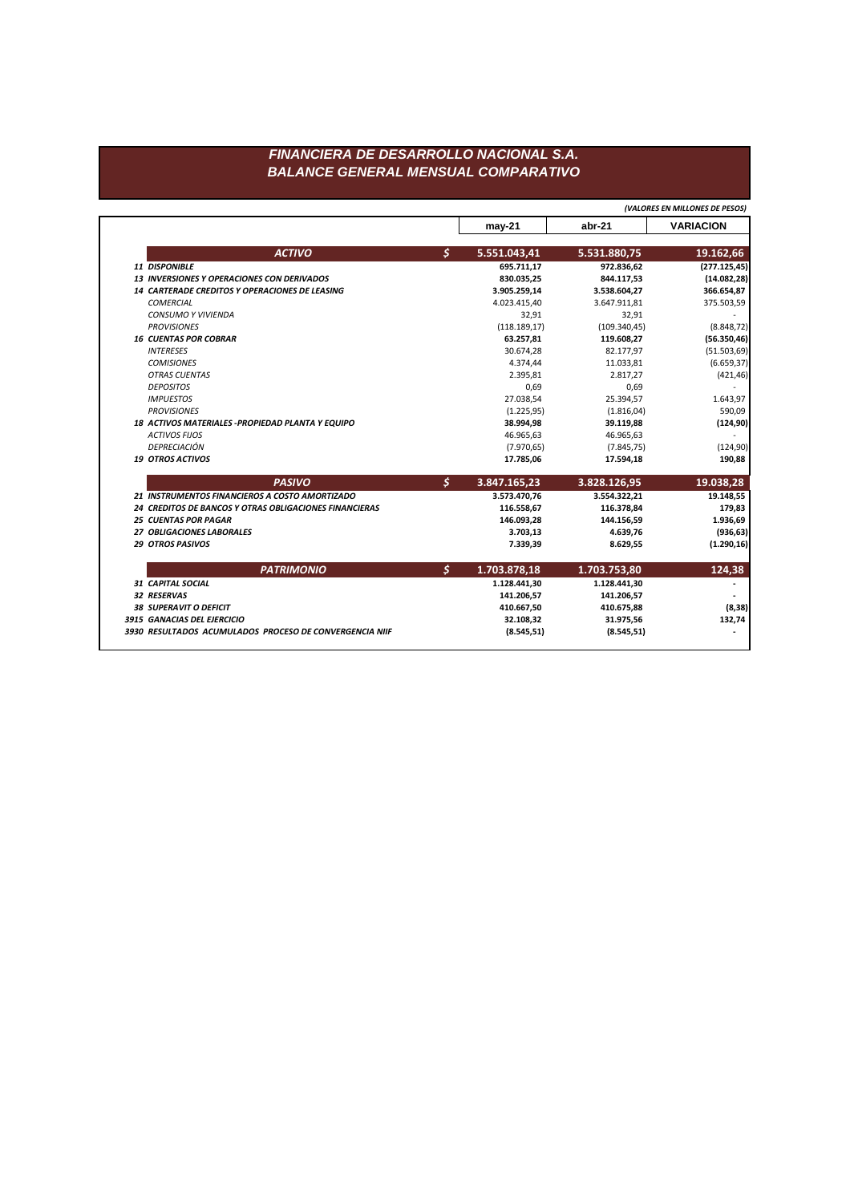# FINANCIERA DE DESARROLLO NACIONAL S.A.
## BALANCE GENERAL MENSUAL COMPARATIVO

*(VALORES EN MILLONES DE PESOS)*

| | | may-21 | abr-21 | VARIACION |
|---|---|---|---|---|
| **ACTIVO** | **$** | **5.551.043,41** | **5.531.880,75** | **19.162,66** |
| **11 DISPONIBLE** | | **695.711,17** | **972.836,62** | **(277.125,45)** |
| **13 INVERSIONES Y OPERACIONES CON DERIVADOS** | | **830.035,25** | **844.117,53** | **(14.082,28)** |
| **14 CARTERADE CREDITOS Y OPERACIONES DE LEASING** | | **3.905.259,14** | **3.538.604,27** | **366.654,87** |
| *COMERCIAL* | | 4.023.415,40 | 3.647.911,81 | 375.503,59 |
| *CONSUMO Y VIVIENDA* | | 32,91 | 32,91 | - |
| *PROVISIONES* | | (118.189,17) | (109.340,45) | (8.848,72) |
| **16 CUENTAS POR COBRAR** | | **63.257,81** | **119.608,27** | **(56.350,46)** |
| *INTERESES* | | 30.674,28 | 82.177,97 | (51.503,69) |
| *COMISIONES* | | 4.374,44 | 11.033,81 | (6.659,37) |
| *OTRAS CUENTAS* | | 2.395,81 | 2.817,27 | (421,46) |
| *DEPOSITOS* | | 0,69 | 0,69 | - |
| *IMPUESTOS* | | 27.038,54 | 25.394,57 | 1.643,97 |
| *PROVISIONES* | | (1.225,95) | (1.816,04) | 590,09 |
| **18 ACTIVOS MATERIALES -PROPIEDAD PLANTA Y EQUIPO** | | **38.994,98** | **39.119,88** | **(124,90)** |
| *ACTIVOS FIJOS* | | 46.965,63 | 46.965,63 | - |
| *DEPRECIACIÓN* | | (7.970,65) | (7.845,75) | (124,90) |
| **19 OTROS ACTIVOS** | | **17.785,06** | **17.594,18** | **190,88** |
| **PASIVO** | **$** | **3.847.165,23** | **3.828.126,95** | **19.038,28** |
| **21 INSTRUMENTOS FINANCIEROS A COSTO AMORTIZADO** | | **3.573.470,76** | **3.554.322,21** | **19.148,55** |
| **24 CREDITOS DE BANCOS Y OTRAS OBLIGACIONES FINANCIERAS** | | **116.558,67** | **116.378,84** | **179,83** |
| **25 CUENTAS POR PAGAR** | | **146.093,28** | **144.156,59** | **1.936,69** |
| **27 OBLIGACIONES LABORALES** | | **3.703,13** | **4.639,76** | **(936,63)** |
| **29 OTROS PASIVOS** | | **7.339,39** | **8.629,55** | **(1.290,16)** |
| **PATRIMONIO** | **$** | **1.703.878,18** | **1.703.753,80** | **124,38** |
| **31 CAPITAL SOCIAL** | | **1.128.441,30** | **1.128.441,30** | **-** |
| **32 RESERVAS** | | **141.206,57** | **141.206,57** | **-** |
| **38 SUPERAVIT O DEFICIT** | | **410.667,50** | **410.675,88** | **(8,38)** |
| **3915 GANACIAS DEL EJERCICIO** | | **32.108,32** | **31.975,56** | **132,74** |
| **3930 RESULTADOS ACUMULADOS PROCESO DE CONVERGENCIA NIIF** | | **(8.545,51)** | **(8.545,51)** | **-** |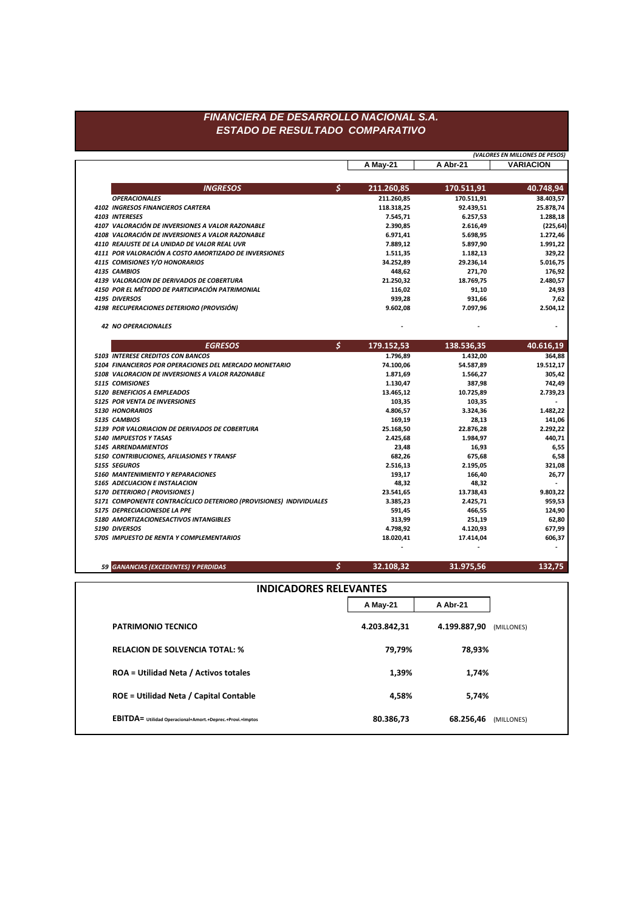# FINANCIERA DE DESARROLLO NACIONAL S.A.
## ESTADO DE RESULTADO COMPARATIVO

*(VALORES EN MILLONES DE PESOS)*

| | | A May-21 | A Abr-21 | VARIACION |
|---|---|---|---|---|
| **INGRESOS** | $ | 211.260,85 | 170.511,91 | 40.748,94 |
| OPERACIONALES | | 211.260,85 | 170.511,91 | 38.403,57 |
| 4102 INGRESOS FINANCIEROS CARTERA | | 118.318,25 | 92.439,51 | 25.878,74 |
| 4103 INTERESES | | 7.545,71 | 6.257,53 | 1.288,18 |
| 4107 VALORACIÓN DE INVERSIONES A VALOR RAZONABLE | | 2.390,85 | 2.616,49 | (225,64) |
| 4108 VALORACIÓN DE INVERSIONES A VALOR RAZONABLE | | 6.971,41 | 5.698,95 | 1.272,46 |
| 4110 REAJUSTE DE LA UNIDAD DE VALOR REAL UVR | | 7.889,12 | 5.897,90 | 1.991,22 |
| 4111 POR VALORACIÓN A COSTO AMORTIZADO DE INVERSIONES | | 1.511,35 | 1.182,13 | 329,22 |
| 4115 COMISIONES Y/O HONORARIOS | | 34.252,89 | 29.236,14 | 5.016,75 |
| 4135 CAMBIOS | | 448,62 | 271,70 | 176,92 |
| 4139 VALORACION DE DERIVADOS DE COBERTURA | | 21.250,32 | 18.769,75 | 2.480,57 |
| 4150 POR EL MÉTODO DE PARTICIPACIÓN PATRIMONIAL | | 116,02 | 91,10 | 24,93 |
| 4195 DIVERSOS | | 939,28 | 931,66 | 7,62 |
| 4198 RECUPERACIONES DETERIORO (PROVISIÓN) | | 9.602,08 | 7.097,96 | 2.504,12 |
| 42 NO OPERACIONALES | | - | - | - |
| **EGRESOS** | $ | 179.152,53 | 138.536,35 | 40.616,19 |
| 5103 INTERESE CREDITOS CON BANCOS | | 1.796,89 | 1.432,00 | 364,88 |
| 5104 FINANCIEROS POR OPERACIONES DEL MERCADO MONETARIO | | 74.100,06 | 54.587,89 | 19.512,17 |
| 5108 VALORACION DE INVERSIONES A VALOR RAZONABLE | | 1.871,69 | 1.566,27 | 305,42 |
| 5115 COMISIONES | | 1.130,47 | 387,98 | 742,49 |
| 5120 BENEFICIOS A EMPLEADOS | | 13.465,12 | 10.725,89 | 2.739,23 |
| 5125 POR VENTA DE INVERSIONES | | 103,35 | 103,35 | - |
| 5130 HONORARIOS | | 4.806,57 | 3.324,36 | 1.482,22 |
| 5135 CAMBIOS | | 169,19 | 28,13 | 141,06 |
| 5139 POR VALORIACION DE DERIVADOS DE COBERTURA | | 25.168,50 | 22.876,28 | 2.292,22 |
| 5140 IMPUESTOS Y TASAS | | 2.425,68 | 1.984,97 | 440,71 |
| 5145 ARRENDAMIENTOS | | 23,48 | 16,93 | 6,55 |
| 5150 CONTRIBUCIONES, AFILIASIONES Y TRANSF | | 682,26 | 675,68 | 6,58 |
| 5155 SEGUROS | | 2.516,13 | 2.195,05 | 321,08 |
| 5160 MANTENIMIENTO Y REPARACIONES | | 193,17 | 166,40 | 26,77 |
| 5165 ADECUACION E INSTALACION | | 48,32 | 48,32 | - |
| 5170 DETERIORO ( PROVISIONES ) | | 23.541,65 | 13.738,43 | 9.803,22 |
| 5171 COMPONENTE CONTRACÍCLICO DETERIORO (PROVISIONES) INDIVIDUALES | | 3.385,23 | 2.425,71 | 959,53 |
| 5175 DEPRECIACIONESDE LA PPE | | 591,45 | 466,55 | 124,90 |
| 5180 AMORTIZACIONESACTIVOS INTANGIBLES | | 313,99 | 251,19 | 62,80 |
| 5190 DIVERSOS | | 4.798,92 | 4.120,93 | 677,99 |
| 5705 IMPUESTO DE RENTA Y COMPLEMENTARIOS | | 18.020,41 | 17.414,04 | 606,37 |
| | | - | - | - |
| 59 GANANCIAS (EXCEDENTES) Y PERDIDAS | $ | 32.108,32 | 31.975,56 | 132,75 |

## INDICADORES RELEVANTES

| | A May-21 | A Abr-21 | |
|---|---|---|---|
| **PATRIMONIO TECNICO** | 4.203.842,31 | 4.199.887,90 | (MILLONES) |
| **RELACION DE SOLVENCIA TOTAL: %** | 79,79% | 78,93% | |
| **ROA = Utilidad Neta / Activos totales** | 1,39% | 1,74% | |
| **ROE = Utilidad Neta / Capital Contable** | 4,58% | 5,74% | |
| **EBITDA=** Utilidad Operacional+Amort.+Deprec.+Provi.+Imptos | 80.386,73 | 68.256,46 | (MILLONES) |